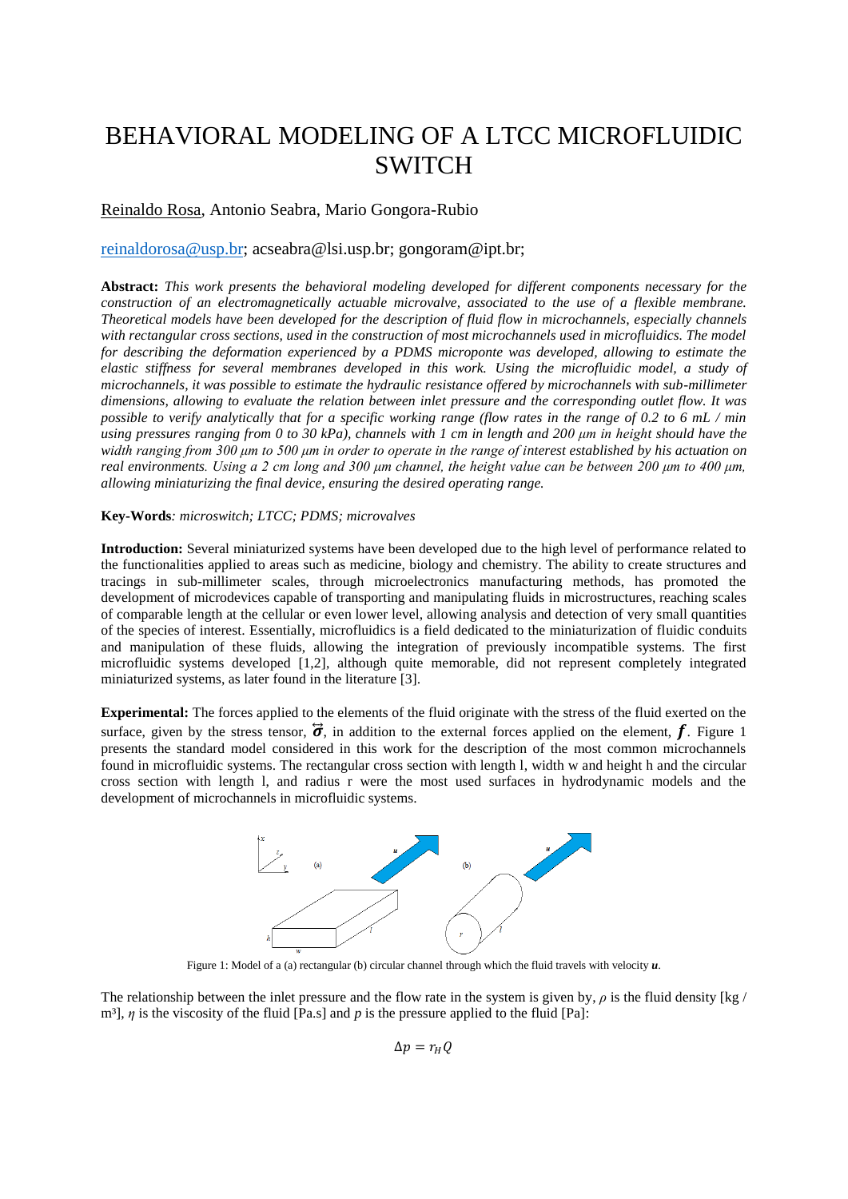# BEHAVIORAL MODELING OF A LTCC MICROFLUIDIC SWITCH

Reinaldo Rosa, Antonio Seabra, Mario Gongora-Rubio

reinaldorosa@usp.br; acseabra@lsi.usp.br; gongoram@ipt.br;

**Abstract:** *This work presents the behavioral modeling developed for different components necessary for the construction of an electromagnetically actuable microvalve, associated to the use of a flexible membrane. Theoretical models have been developed for the description of fluid flow in microchannels, especially channels with rectangular cross sections, used in the construction of most microchannels used in microfluidics. The model for describing the deformation experienced by a PDMS microponte was developed, allowing to estimate the elastic stiffness for several membranes developed in this work. Using the microfluidic model, a study of microchannels, it was possible to estimate the hydraulic resistance offered by microchannels with sub-millimeter dimensions, allowing to evaluate the relation between inlet pressure and the corresponding outlet flow. It was possible to verify analytically that for a specific working range (flow rates in the range of 0.2 to 6 mL / min using pressures ranging from 0 to 30 kPa), channels with 1 cm in length and 200 μm in height should have the width ranging from 300 μm to 500 μm in order to operate in the range of interest established by his actuation on real environments. Using a 2 cm long and 300 μm channel, the height value can be between 200 μm to 400 μm, allowing miniaturizing the final device, ensuring the desired operating range.*

**Key-Words***: microswitch; LTCC; PDMS; microvalves*

**Introduction:** Several miniaturized systems have been developed due to the high level of performance related to the functionalities applied to areas such as medicine, biology and chemistry. The ability to create structures and tracings in sub-millimeter scales, through microelectronics manufacturing methods, has promoted the development of microdevices capable of transporting and manipulating fluids in microstructures, reaching scales of comparable length at the cellular or even lower level, allowing analysis and detection of very small quantities of the species of interest. Essentially, microfluidics is a field dedicated to the miniaturization of fluidic conduits and manipulation of these fluids, allowing the integration of previously incompatible systems. The first microfluidic systems developed [1,2], although quite memorable, did not represent completely integrated miniaturized systems, as later found in the literature [3].

**Experimental:** The forces applied to the elements of the fluid originate with the stress of the fluid exerted on the surface, given by the stress tensor, $\overleftrightarrow{\boldsymbol{\sigma}}$, in addition to the external forces applied on the element, $\boldsymbol{f}$. Figure 1 presents the standard model considered in this work for the description of the most common microchannels found in microfluidic systems. The rectangular cross section with length l, width w and height h and the circular cross section with length l, and radius r were the most used surfaces in hydrodynamic models and the development of microchannels in microfluidic systems.

Figure 1: Model of a (a) rectangular (b) circular channel through which the fluid travels with velocity $\boldsymbol{u}$.

The relationship between the inlet pressure and the flow rate in the system is given by, $\rho$ is the fluid density [kg / m³], $\eta$ is the viscosity of the fluid [Pa.s] and $p$ is the pressure applied to the fluid [Pa]:

$$\Delta p = r_H Q$$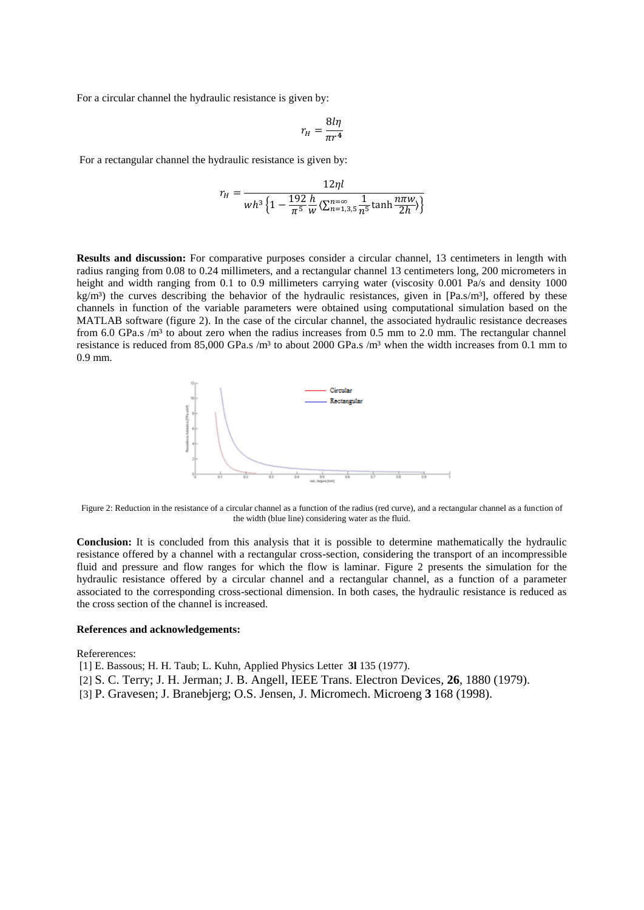For a circular channel the hydraulic resistance is given by:

$$r_H = \frac{8l\eta}{\pi r^4}$$

For a rectangular channel the hydraulic resistance is given by:

$$r_H = \frac{12\eta l}{wh^3\left\{1 - \frac{192}{\pi^5}\frac{h}{w}\langle\sum_{n=1,3,5}^{n=\infty}\frac{1}{n^5}\tanh\frac{n\pi w}{2h}\rangle\right\}}$$

**Results and discussion:** For comparative purposes consider a circular channel, 13 centimeters in length with radius ranging from 0.08 to 0.24 millimeters, and a rectangular channel 13 centimeters long, 200 micrometers in height and width ranging from 0.1 to 0.9 millimeters carrying water (viscosity 0.001 Pa/s and density 1000 kg/m³) the curves describing the behavior of the hydraulic resistances, given in [Pa.s/m³], offered by these channels in function of the variable parameters were obtained using computational simulation based on the MATLAB software (figure 2). In the case of the circular channel, the associated hydraulic resistance decreases from 6.0 GPa.s /m³ to about zero when the radius increases from 0.5 mm to 2.0 mm. The rectangular channel resistance is reduced from 85,000 GPa.s /m³ to about 2000 GPa.s /m³ when the width increases from 0.1 mm to 0.9 mm.

Circular

Rectangular

Figure 2: Reduction in the resistance of a circular channel as a function of the radius (red curve), and a rectangular channel as a function of the width (blue line) considering water as the fluid.

**Conclusion:** It is concluded from this analysis that it is possible to determine mathematically the hydraulic resistance offered by a channel with a rectangular cross-section, considering the transport of an incompressible fluid and pressure and flow ranges for which the flow is laminar. Figure 2 presents the simulation for the hydraulic resistance offered by a circular channel and a rectangular channel, as a function of a parameter associated to the corresponding cross-sectional dimension. In both cases, the hydraulic resistance is reduced as the cross section of the channel is increased.

**References and acknowledgements:**

Refererences:

[1] E. Bassous; H. H. Taub; L. Kuhn, Applied Physics Letter **3l** 135 (1977).

[2] S. C. Terry; J. H. Jerman; J. B. Angell, IEEE Trans. Electron Devices, **26**, 1880 (1979).

[3] P. Gravesen; J. Branebjerg; O.S. Jensen, J. Micromech. Microeng **3** 168 (1998).